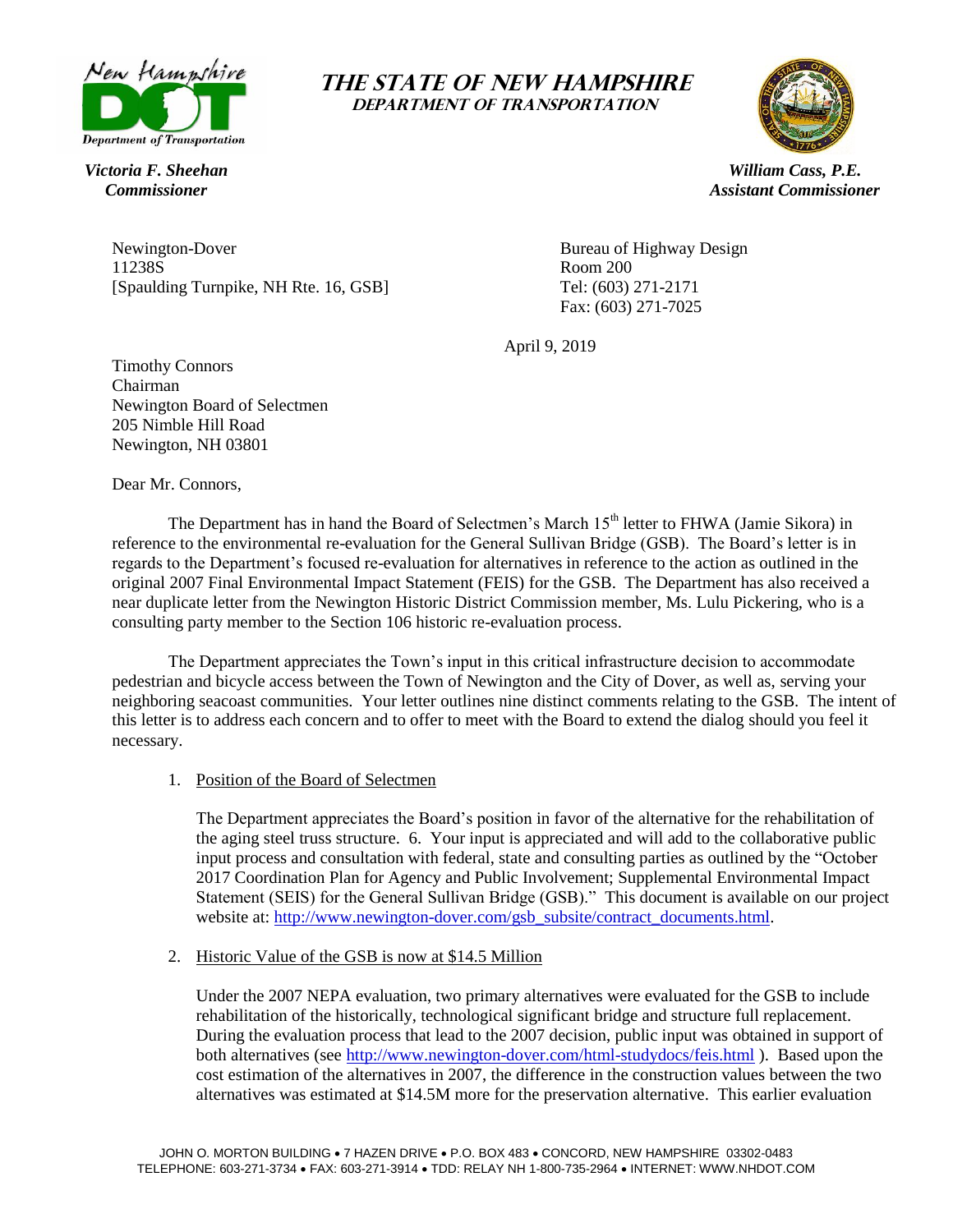# THE STATE OF NEW HAMPSHIRE
## DEPARTMENT OF TRANSPORTATION

***Victoria F. Sheehan***
***Commissioner***

***William Cass, P.E.***
***Assistant Commissioner***

Newington-Dover
11238S
[Spaulding Turnpike, NH Rte. 16, GSB]

Bureau of Highway Design
Room 200
Tel: (603) 271-2171
Fax: (603) 271-7025

April 9, 2019

Timothy Connors
Chairman
Newington Board of Selectmen
205 Nimble Hill Road
Newington, NH 03801

Dear Mr. Connors,

The Department has in hand the Board of Selectmen's March 15th letter to FHWA (Jamie Sikora) in reference to the environmental re-evaluation for the General Sullivan Bridge (GSB). The Board's letter is in regards to the Department's focused re-evaluation for alternatives in reference to the action as outlined in the original 2007 Final Environmental Impact Statement (FEIS) for the GSB. The Department has also received a near duplicate letter from the Newington Historic District Commission member, Ms. Lulu Pickering, who is a consulting party member to the Section 106 historic re-evaluation process.

The Department appreciates the Town's input in this critical infrastructure decision to accommodate pedestrian and bicycle access between the Town of Newington and the City of Dover, as well as, serving your neighboring seacoast communities. Your letter outlines nine distinct comments relating to the GSB. The intent of this letter is to address each concern and to offer to meet with the Board to extend the dialog should you feel it necessary.

1. Position of the Board of Selectmen

   The Department appreciates the Board's position in favor of the alternative for the rehabilitation of the aging steel truss structure. 6. Your input is appreciated and will add to the collaborative public input process and consultation with federal, state and consulting parties as outlined by the "October 2017 Coordination Plan for Agency and Public Involvement; Supplemental Environmental Impact Statement (SEIS) for the General Sullivan Bridge (GSB)." This document is available on our project website at: http://www.newington-dover.com/gsb_subsite/contract_documents.html.

2. Historic Value of the GSB is now at $14.5 Million

   Under the 2007 NEPA evaluation, two primary alternatives were evaluated for the GSB to include rehabilitation of the historically, technological significant bridge and structure full replacement. During the evaluation process that lead to the 2007 decision, public input was obtained in support of both alternatives (see http://www.newington-dover.com/html-studydocs/feis.html ). Based upon the cost estimation of the alternatives in 2007, the difference in the construction values between the two alternatives was estimated at $14.5M more for the preservation alternative. This earlier evaluation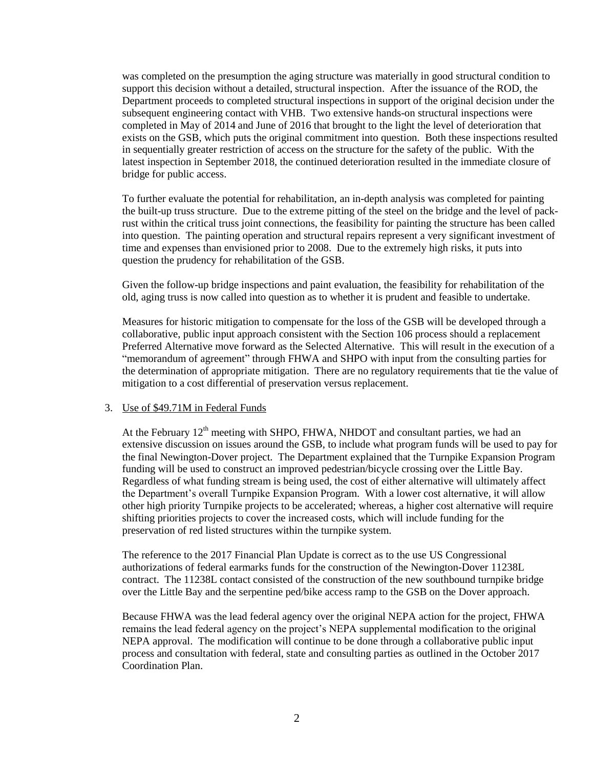was completed on the presumption the aging structure was materially in good structural condition to support this decision without a detailed, structural inspection. After the issuance of the ROD, the Department proceeds to completed structural inspections in support of the original decision under the subsequent engineering contact with VHB. Two extensive hands-on structural inspections were completed in May of 2014 and June of 2016 that brought to the light the level of deterioration that exists on the GSB, which puts the original commitment into question. Both these inspections resulted in sequentially greater restriction of access on the structure for the safety of the public. With the latest inspection in September 2018, the continued deterioration resulted in the immediate closure of bridge for public access.

To further evaluate the potential for rehabilitation, an in-depth analysis was completed for painting the built-up truss structure. Due to the extreme pitting of the steel on the bridge and the level of pack-rust within the critical truss joint connections, the feasibility for painting the structure has been called into question. The painting operation and structural repairs represent a very significant investment of time and expenses than envisioned prior to 2008. Due to the extremely high risks, it puts into question the prudency for rehabilitation of the GSB.

Given the follow-up bridge inspections and paint evaluation, the feasibility for rehabilitation of the old, aging truss is now called into question as to whether it is prudent and feasible to undertake.

Measures for historic mitigation to compensate for the loss of the GSB will be developed through a collaborative, public input approach consistent with the Section 106 process should a replacement Preferred Alternative move forward as the Selected Alternative. This will result in the execution of a "memorandum of agreement" through FHWA and SHPO with input from the consulting parties for the determination of appropriate mitigation. There are no regulatory requirements that tie the value of mitigation to a cost differential of preservation versus replacement.

3. Use of $49.71M in Federal Funds

   At the February 12th meeting with SHPO, FHWA, NHDOT and consultant parties, we had an extensive discussion on issues around the GSB, to include what program funds will be used to pay for the final Newington-Dover project. The Department explained that the Turnpike Expansion Program funding will be used to construct an improved pedestrian/bicycle crossing over the Little Bay. Regardless of what funding stream is being used, the cost of either alternative will ultimately affect the Department's overall Turnpike Expansion Program. With a lower cost alternative, it will allow other high priority Turnpike projects to be accelerated; whereas, a higher cost alternative will require shifting priorities projects to cover the increased costs, which will include funding for the preservation of red listed structures within the turnpike system.

   The reference to the 2017 Financial Plan Update is correct as to the use US Congressional authorizations of federal earmarks funds for the construction of the Newington-Dover 11238L contract. The 11238L contact consisted of the construction of the new southbound turnpike bridge over the Little Bay and the serpentine ped/bike access ramp to the GSB on the Dover approach.

   Because FHWA was the lead federal agency over the original NEPA action for the project, FHWA remains the lead federal agency on the project's NEPA supplemental modification to the original NEPA approval. The modification will continue to be done through a collaborative public input process and consultation with federal, state and consulting parties as outlined in the October 2017 Coordination Plan.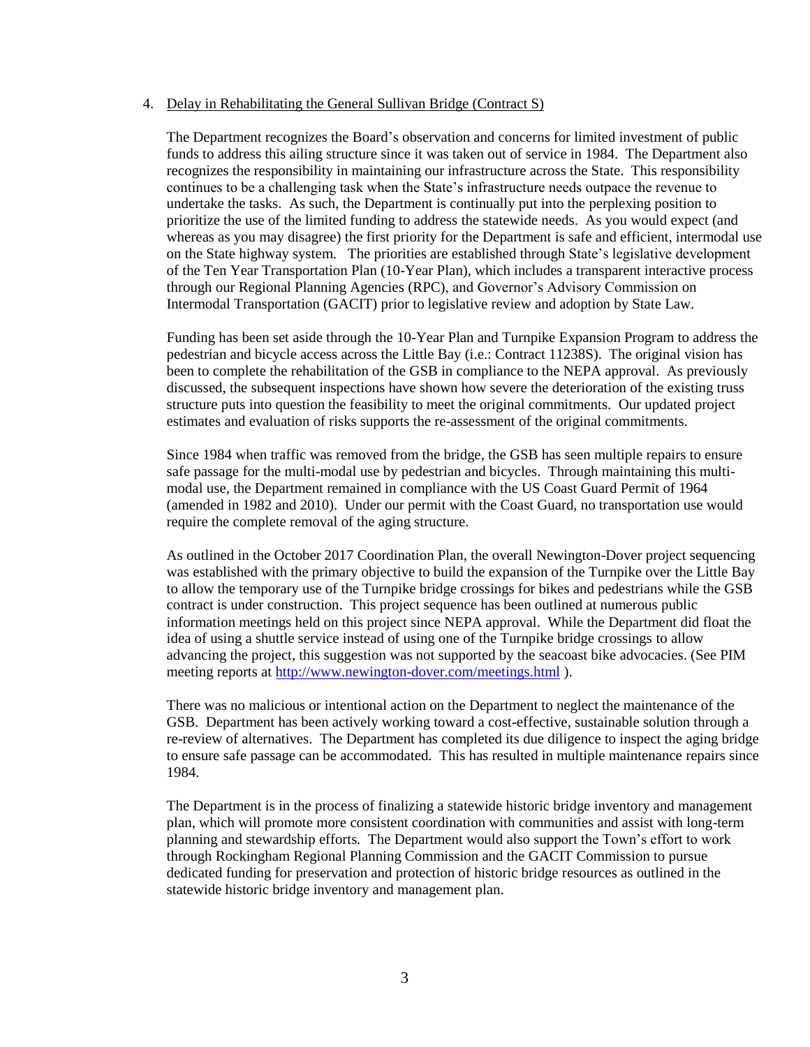4. Delay in Rehabilitating the General Sullivan Bridge (Contract S)

   The Department recognizes the Board's observation and concerns for limited investment of public funds to address this ailing structure since it was taken out of service in 1984. The Department also recognizes the responsibility in maintaining our infrastructure across the State. This responsibility continues to be a challenging task when the State's infrastructure needs outpace the revenue to undertake the tasks. As such, the Department is continually put into the perplexing position to prioritize the use of the limited funding to address the statewide needs. As you would expect (and whereas as you may disagree) the first priority for the Department is safe and efficient, intermodal use on the State highway system. The priorities are established through State's legislative development of the Ten Year Transportation Plan (10-Year Plan), which includes a transparent interactive process through our Regional Planning Agencies (RPC), and Governor's Advisory Commission on Intermodal Transportation (GACIT) prior to legislative review and adoption by State Law.

   Funding has been set aside through the 10-Year Plan and Turnpike Expansion Program to address the pedestrian and bicycle access across the Little Bay (i.e.: Contract 11238S). The original vision has been to complete the rehabilitation of the GSB in compliance to the NEPA approval. As previously discussed, the subsequent inspections have shown how severe the deterioration of the existing truss structure puts into question the feasibility to meet the original commitments. Our updated project estimates and evaluation of risks supports the re-assessment of the original commitments.

   Since 1984 when traffic was removed from the bridge, the GSB has seen multiple repairs to ensure safe passage for the multi-modal use by pedestrian and bicycles. Through maintaining this multi-modal use, the Department remained in compliance with the US Coast Guard Permit of 1964 (amended in 1982 and 2010). Under our permit with the Coast Guard, no transportation use would require the complete removal of the aging structure.

   As outlined in the October 2017 Coordination Plan, the overall Newington-Dover project sequencing was established with the primary objective to build the expansion of the Turnpike over the Little Bay to allow the temporary use of the Turnpike bridge crossings for bikes and pedestrians while the GSB contract is under construction. This project sequence has been outlined at numerous public information meetings held on this project since NEPA approval. While the Department did float the idea of using a shuttle service instead of using one of the Turnpike bridge crossings to allow advancing the project, this suggestion was not supported by the seacoast bike advocacies. (See PIM meeting reports at http://www.newington-dover.com/meetings.html ).

   There was no malicious or intentional action on the Department to neglect the maintenance of the GSB. Department has been actively working toward a cost-effective, sustainable solution through a re-review of alternatives. The Department has completed its due diligence to inspect the aging bridge to ensure safe passage can be accommodated. This has resulted in multiple maintenance repairs since 1984.

   The Department is in the process of finalizing a statewide historic bridge inventory and management plan, which will promote more consistent coordination with communities and assist with long-term planning and stewardship efforts. The Department would also support the Town's effort to work through Rockingham Regional Planning Commission and the GACIT Commission to pursue dedicated funding for preservation and protection of historic bridge resources as outlined in the statewide historic bridge inventory and management plan.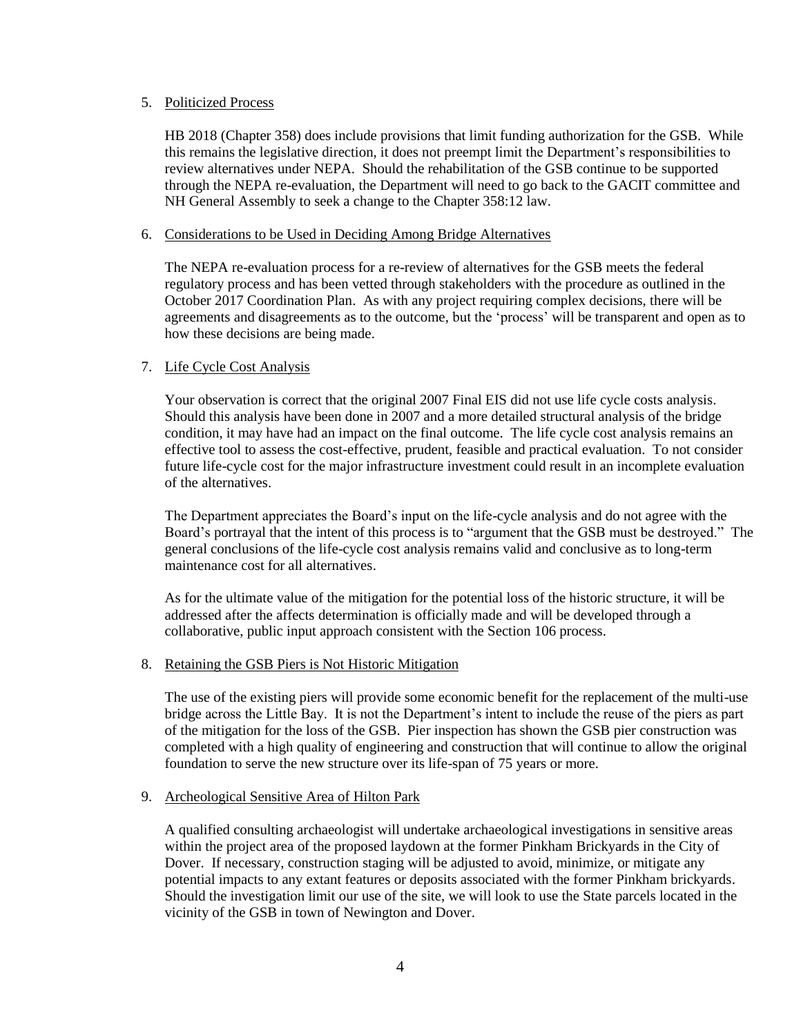5. Politicized Process

   HB 2018 (Chapter 358) does include provisions that limit funding authorization for the GSB. While this remains the legislative direction, it does not preempt limit the Department's responsibilities to review alternatives under NEPA. Should the rehabilitation of the GSB continue to be supported through the NEPA re-evaluation, the Department will need to go back to the GACIT committee and NH General Assembly to seek a change to the Chapter 358:12 law.

6. Considerations to be Used in Deciding Among Bridge Alternatives

   The NEPA re-evaluation process for a re-review of alternatives for the GSB meets the federal regulatory process and has been vetted through stakeholders with the procedure as outlined in the October 2017 Coordination Plan. As with any project requiring complex decisions, there will be agreements and disagreements as to the outcome, but the 'process' will be transparent and open as to how these decisions are being made.

7. Life Cycle Cost Analysis

   Your observation is correct that the original 2007 Final EIS did not use life cycle costs analysis. Should this analysis have been done in 2007 and a more detailed structural analysis of the bridge condition, it may have had an impact on the final outcome. The life cycle cost analysis remains an effective tool to assess the cost-effective, prudent, feasible and practical evaluation. To not consider future life-cycle cost for the major infrastructure investment could result in an incomplete evaluation of the alternatives.

   The Department appreciates the Board's input on the life-cycle analysis and do not agree with the Board's portrayal that the intent of this process is to "argument that the GSB must be destroyed." The general conclusions of the life-cycle cost analysis remains valid and conclusive as to long-term maintenance cost for all alternatives.

   As for the ultimate value of the mitigation for the potential loss of the historic structure, it will be addressed after the affects determination is officially made and will be developed through a collaborative, public input approach consistent with the Section 106 process.

8. Retaining the GSB Piers is Not Historic Mitigation

   The use of the existing piers will provide some economic benefit for the replacement of the multi-use bridge across the Little Bay. It is not the Department's intent to include the reuse of the piers as part of the mitigation for the loss of the GSB. Pier inspection has shown the GSB pier construction was completed with a high quality of engineering and construction that will continue to allow the original foundation to serve the new structure over its life-span of 75 years or more.

9. Archeological Sensitive Area of Hilton Park

   A qualified consulting archaeologist will undertake archaeological investigations in sensitive areas within the project area of the proposed laydown at the former Pinkham Brickyards in the City of Dover. If necessary, construction staging will be adjusted to avoid, minimize, or mitigate any potential impacts to any extant features or deposits associated with the former Pinkham brickyards. Should the investigation limit our use of the site, we will look to use the State parcels located in the vicinity of the GSB in town of Newington and Dover.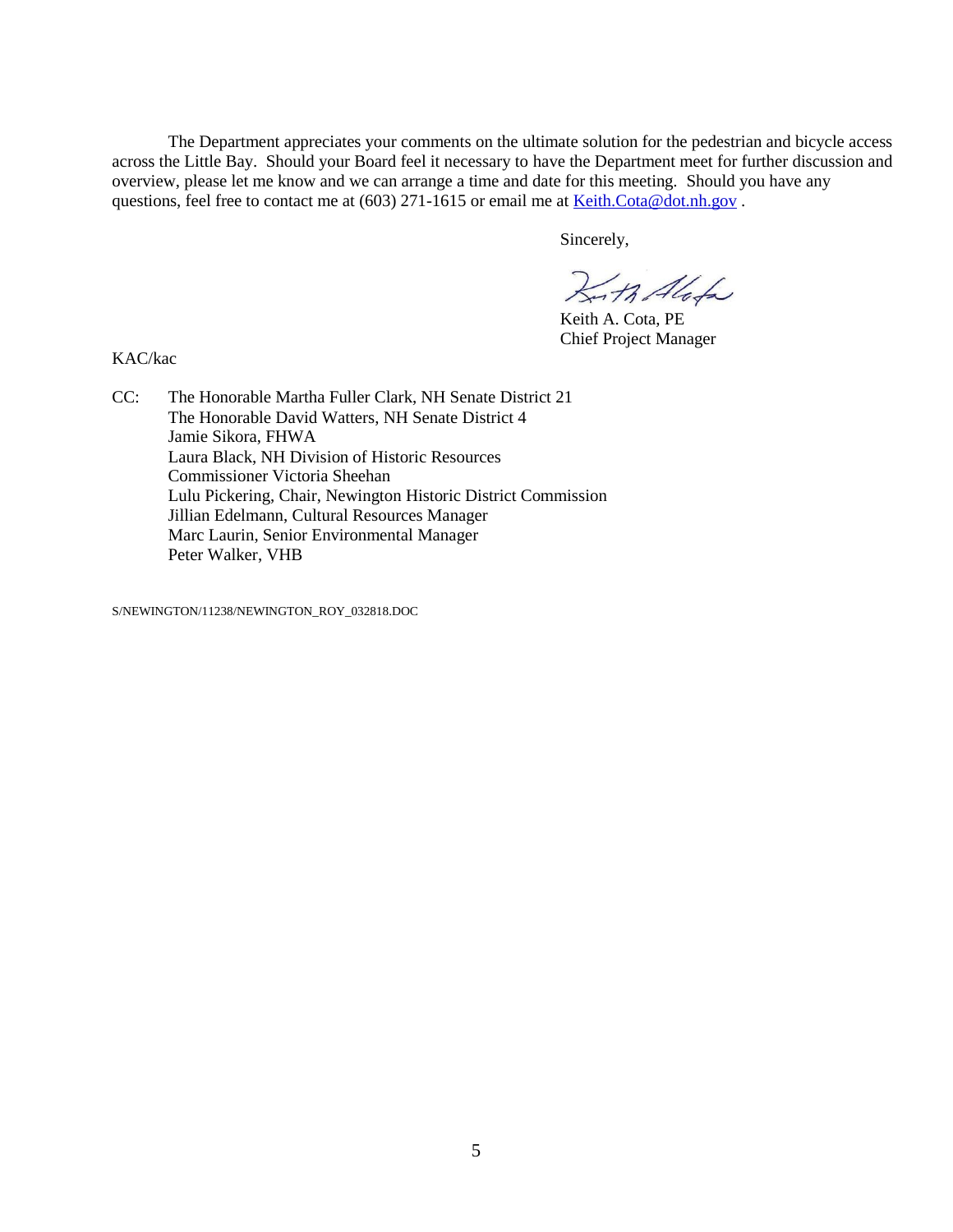The Department appreciates your comments on the ultimate solution for the pedestrian and bicycle access across the Little Bay. Should your Board feel it necessary to have the Department meet for further discussion and overview, please let me know and we can arrange a time and date for this meeting. Should you have any questions, feel free to contact me at (603) 271-1615 or email me at Keith.Cota@dot.nh.gov .

Sincerely,

Keith A. Cota, PE
Chief Project Manager

KAC/kac

CC: The Honorable Martha Fuller Clark, NH Senate District 21
The Honorable David Watters, NH Senate District 4
Jamie Sikora, FHWA
Laura Black, NH Division of Historic Resources
Commissioner Victoria Sheehan
Lulu Pickering, Chair, Newington Historic District Commission
Jillian Edelmann, Cultural Resources Manager
Marc Laurin, Senior Environmental Manager
Peter Walker, VHB

S/NEWINGTON/11238/NEWINGTON_ROY_032818.DOC